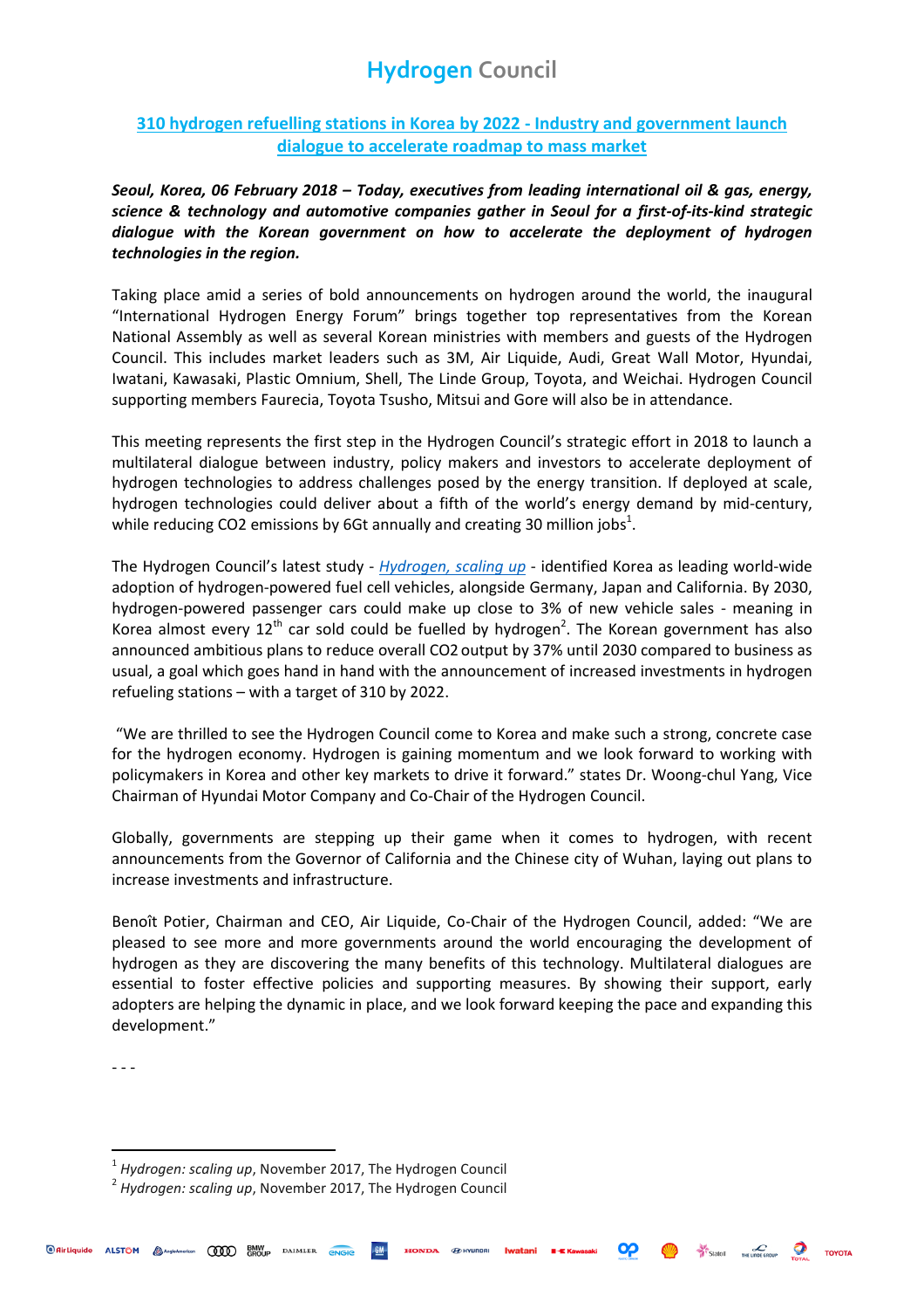# Hydrogen Council

## 310 hydrogen refuelling stations in Korea by 2022 - Industry and government launch dialogue to accelerate roadmap to mass market

***Seoul, Korea, 06 February 2018 – Today, executives from leading international oil & gas, energy, science & technology and automotive companies gather in Seoul for a first-of-its-kind strategic dialogue with the Korean government on how to accelerate the deployment of hydrogen technologies in the region.***

Taking place amid a series of bold announcements on hydrogen around the world, the inaugural "International Hydrogen Energy Forum" brings together top representatives from the Korean National Assembly as well as several Korean ministries with members and guests of the Hydrogen Council. This includes market leaders such as 3M, Air Liquide, Audi, Great Wall Motor, Hyundai, Iwatani, Kawasaki, Plastic Omnium, Shell, The Linde Group, Toyota, and Weichai. Hydrogen Council supporting members Faurecia, Toyota Tsusho, Mitsui and Gore will also be in attendance.

This meeting represents the first step in the Hydrogen Council's strategic effort in 2018 to launch a multilateral dialogue between industry, policy makers and investors to accelerate deployment of hydrogen technologies to address challenges posed by the energy transition. If deployed at scale, hydrogen technologies could deliver about a fifth of the world's energy demand by mid-century, while reducing $CO_2$ emissions by 6Gt annually and creating 30 million jobs[1].

The Hydrogen Council's latest study - *Hydrogen, scaling up* - identified Korea as leading world-wide adoption of hydrogen-powered fuel cell vehicles, alongside Germany, Japan and California. By 2030, hydrogen-powered passenger cars could make up close to 3% of new vehicle sales - meaning in Korea almost every 12$^{th}$ car sold could be fuelled by hydrogen[2]. The Korean government has also announced ambitious plans to reduce overall $CO_2$ output by 37% until 2030 compared to business as usual, a goal which goes hand in hand with the announcement of increased investments in hydrogen refueling stations – with a target of 310 by 2022.

"We are thrilled to see the Hydrogen Council come to Korea and make such a strong, concrete case for the hydrogen economy. Hydrogen is gaining momentum and we look forward to working with policymakers in Korea and other key markets to drive it forward." states Dr. Woong-chul Yang, Vice Chairman of Hyundai Motor Company and Co-Chair of the Hydrogen Council.

Globally, governments are stepping up their game when it comes to hydrogen, with recent announcements from the Governor of California and the Chinese city of Wuhan, laying out plans to increase investments and infrastructure.

Benoît Potier, Chairman and CEO, Air Liquide, Co-Chair of the Hydrogen Council, added: "We are pleased to see more and more governments around the world encouraging the development of hydrogen as they are discovering the many benefits of this technology. Multilateral dialogues are essential to foster effective policies and supporting measures. By showing their support, early adopters are helping the dynamic in place, and we look forward keeping the pace and expanding this development."

- - -

[1] *Hydrogen: scaling up*, November 2017, The Hydrogen Council

[2] *Hydrogen: scaling up*, November 2017, The Hydrogen Council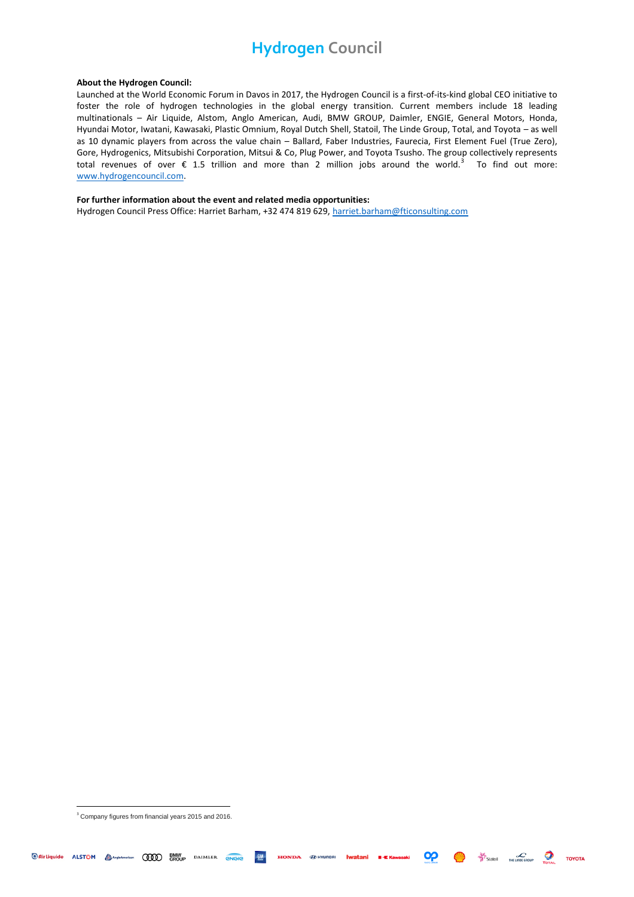**About the Hydrogen Council:**

Launched at the World Economic Forum in Davos in 2017, the Hydrogen Council is a first-of-its-kind global CEO initiative to foster the role of hydrogen technologies in the global energy transition. Current members include 18 leading multinationals – Air Liquide, Alstom, Anglo American, Audi, BMW GROUP, Daimler, ENGIE, General Motors, Honda, Hyundai Motor, Iwatani, Kawasaki, Plastic Omnium, Royal Dutch Shell, Statoil, The Linde Group, Total, and Toyota – as well as 10 dynamic players from across the value chain – Ballard, Faber Industries, Faurecia, First Element Fuel (True Zero), Gore, Hydrogenics, Mitsubishi Corporation, Mitsui & Co, Plug Power, and Toyota Tsusho. The group collectively represents total revenues of over € 1.5 trillion and more than 2 million jobs around the world.[3] To find out more: www.hydrogencouncil.com.

**For further information about the event and related media opportunities:**

Hydrogen Council Press Office: Harriet Barham, +32 474 819 629, harriet.barham@fticonsulting.com

[3] Company figures from financial years 2015 and 2016.